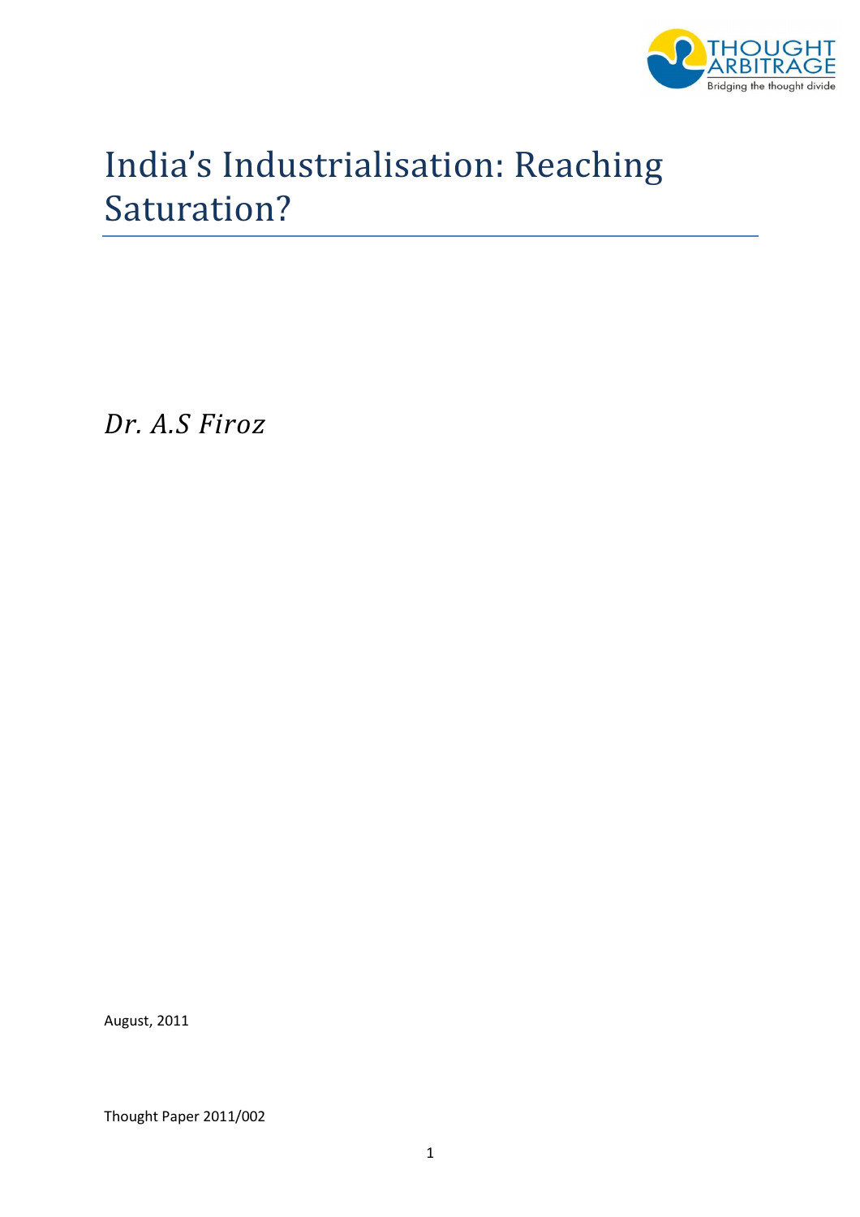# India's Industrialisation: Reaching Saturation?

*Dr. A.S Firoz*

August, 2011

Thought Paper 2011/002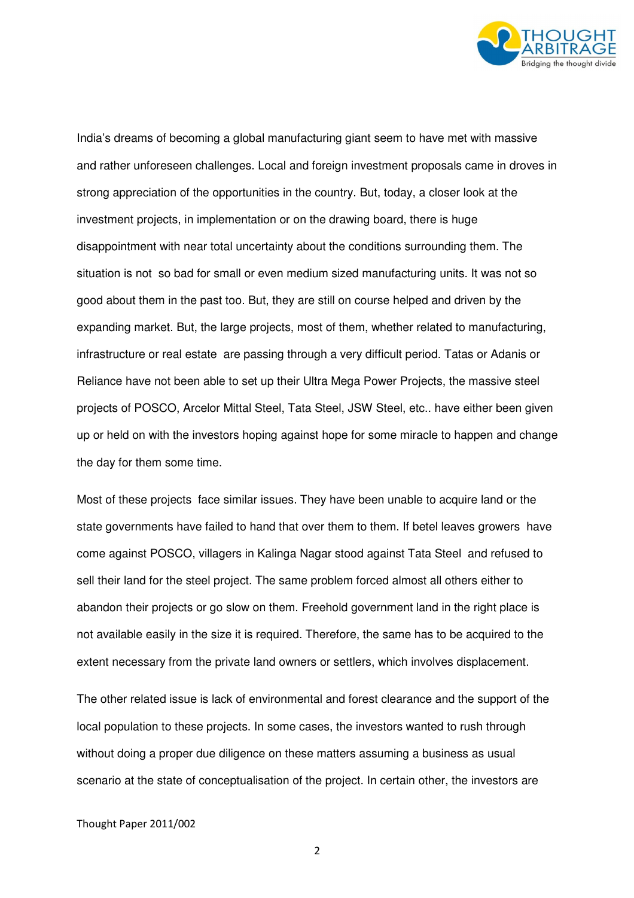India's dreams of becoming a global manufacturing giant seem to have met with massive and rather unforeseen challenges. Local and foreign investment proposals came in droves in strong appreciation of the opportunities in the country. But, today, a closer look at the investment projects, in implementation or on the drawing board, there is huge disappointment with near total uncertainty about the conditions surrounding them. The situation is not so bad for small or even medium sized manufacturing units. It was not so good about them in the past too. But, they are still on course helped and driven by the expanding market. But, the large projects, most of them, whether related to manufacturing, infrastructure or real estate are passing through a very difficult period. Tatas or Adanis or Reliance have not been able to set up their Ultra Mega Power Projects, the massive steel projects of POSCO, Arcelor Mittal Steel, Tata Steel, JSW Steel, etc.. have either been given up or held on with the investors hoping against hope for some miracle to happen and change the day for them some time.

Most of these projects face similar issues. They have been unable to acquire land or the state governments have failed to hand that over them to them. If betel leaves growers have come against POSCO, villagers in Kalinga Nagar stood against Tata Steel and refused to sell their land for the steel project. The same problem forced almost all others either to abandon their projects or go slow on them. Freehold government land in the right place is not available easily in the size it is required. Therefore, the same has to be acquired to the extent necessary from the private land owners or settlers, which involves displacement.

The other related issue is lack of environmental and forest clearance and the support of the local population to these projects. In some cases, the investors wanted to rush through without doing a proper due diligence on these matters assuming a business as usual scenario at the state of conceptualisation of the project. In certain other, the investors are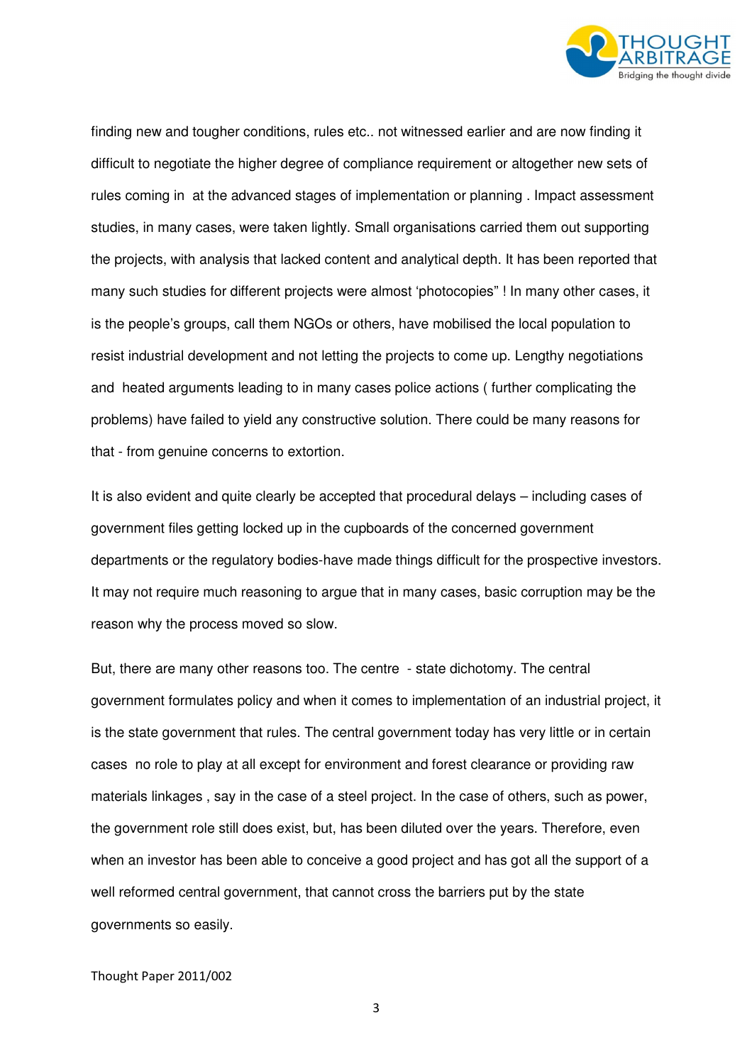finding new and tougher conditions, rules etc.. not witnessed earlier and are now finding it difficult to negotiate the higher degree of compliance requirement or altogether new sets of rules coming in at the advanced stages of implementation or planning . Impact assessment studies, in many cases, were taken lightly. Small organisations carried them out supporting the projects, with analysis that lacked content and analytical depth. It has been reported that many such studies for different projects were almost 'photocopies" ! In many other cases, it is the people's groups, call them NGOs or others, have mobilised the local population to resist industrial development and not letting the projects to come up. Lengthy negotiations and heated arguments leading to in many cases police actions ( further complicating the problems) have failed to yield any constructive solution. There could be many reasons for that - from genuine concerns to extortion.

It is also evident and quite clearly be accepted that procedural delays – including cases of government files getting locked up in the cupboards of the concerned government departments or the regulatory bodies-have made things difficult for the prospective investors. It may not require much reasoning to argue that in many cases, basic corruption may be the reason why the process moved so slow.

But, there are many other reasons too. The centre - state dichotomy. The central government formulates policy and when it comes to implementation of an industrial project, it is the state government that rules. The central government today has very little or in certain cases no role to play at all except for environment and forest clearance or providing raw materials linkages , say in the case of a steel project. In the case of others, such as power, the government role still does exist, but, has been diluted over the years. Therefore, even when an investor has been able to conceive a good project and has got all the support of a well reformed central government, that cannot cross the barriers put by the state governments so easily.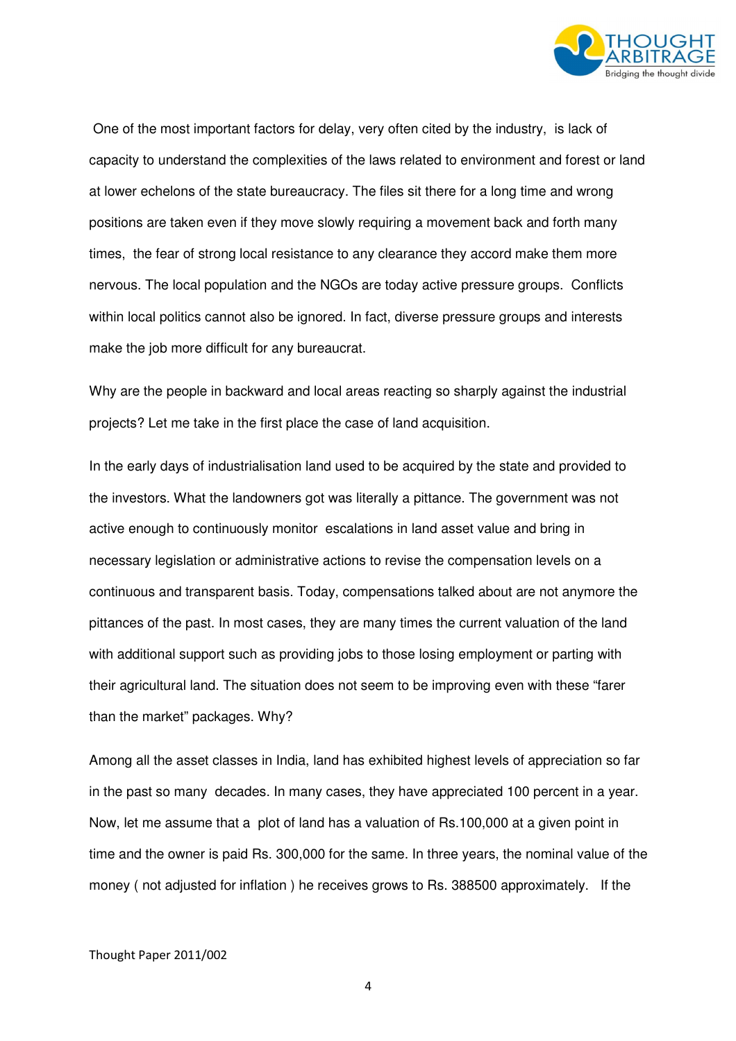One of the most important factors for delay, very often cited by the industry, is lack of capacity to understand the complexities of the laws related to environment and forest or land at lower echelons of the state bureaucracy. The files sit there for a long time and wrong positions are taken even if they move slowly requiring a movement back and forth many times, the fear of strong local resistance to any clearance they accord make them more nervous. The local population and the NGOs are today active pressure groups. Conflicts within local politics cannot also be ignored. In fact, diverse pressure groups and interests make the job more difficult for any bureaucrat.

Why are the people in backward and local areas reacting so sharply against the industrial projects? Let me take in the first place the case of land acquisition.

In the early days of industrialisation land used to be acquired by the state and provided to the investors. What the landowners got was literally a pittance. The government was not active enough to continuously monitor escalations in land asset value and bring in necessary legislation or administrative actions to revise the compensation levels on a continuous and transparent basis. Today, compensations talked about are not anymore the pittances of the past. In most cases, they are many times the current valuation of the land with additional support such as providing jobs to those losing employment or parting with their agricultural land. The situation does not seem to be improving even with these "farer than the market" packages. Why?

Among all the asset classes in India, land has exhibited highest levels of appreciation so far in the past so many decades. In many cases, they have appreciated 100 percent in a year. Now, let me assume that a plot of land has a valuation of Rs.100,000 at a given point in time and the owner is paid Rs. 300,000 for the same. In three years, the nominal value of the money ( not adjusted for inflation ) he receives grows to Rs. 388500 approximately. If the

Thought Paper 2011/002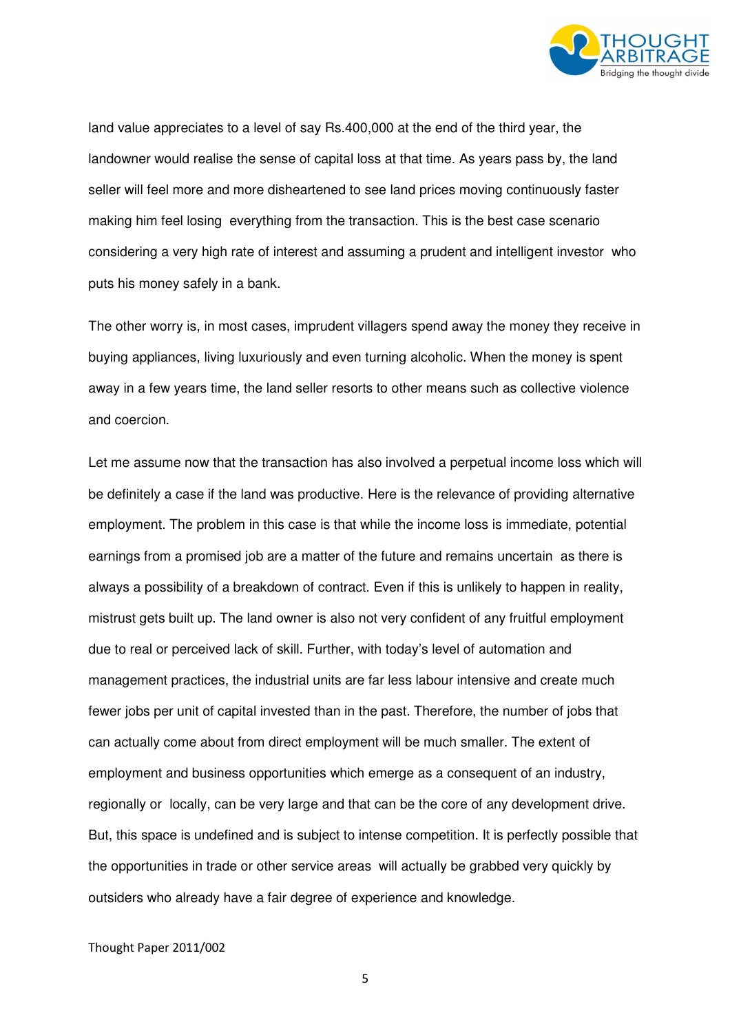land value appreciates to a level of say Rs.400,000 at the end of the third year, the landowner would realise the sense of capital loss at that time. As years pass by, the land seller will feel more and more disheartened to see land prices moving continuously faster making him feel losing everything from the transaction. This is the best case scenario considering a very high rate of interest and assuming a prudent and intelligent investor who puts his money safely in a bank.

The other worry is, in most cases, imprudent villagers spend away the money they receive in buying appliances, living luxuriously and even turning alcoholic. When the money is spent away in a few years time, the land seller resorts to other means such as collective violence and coercion.

Let me assume now that the transaction has also involved a perpetual income loss which will be definitely a case if the land was productive. Here is the relevance of providing alternative employment. The problem in this case is that while the income loss is immediate, potential earnings from a promised job are a matter of the future and remains uncertain as there is always a possibility of a breakdown of contract. Even if this is unlikely to happen in reality, mistrust gets built up. The land owner is also not very confident of any fruitful employment due to real or perceived lack of skill. Further, with today's level of automation and management practices, the industrial units are far less labour intensive and create much fewer jobs per unit of capital invested than in the past. Therefore, the number of jobs that can actually come about from direct employment will be much smaller. The extent of employment and business opportunities which emerge as a consequent of an industry, regionally or locally, can be very large and that can be the core of any development drive. But, this space is undefined and is subject to intense competition. It is perfectly possible that the opportunities in trade or other service areas will actually be grabbed very quickly by outsiders who already have a fair degree of experience and knowledge.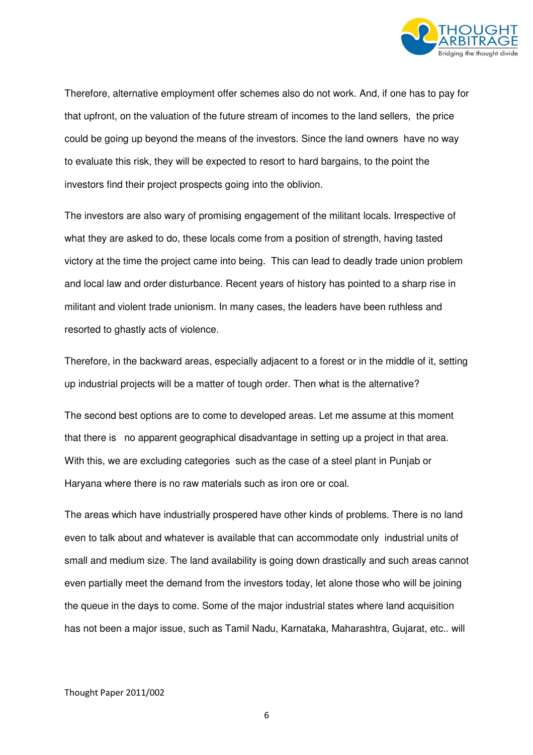Therefore, alternative employment offer schemes also do not work. And, if one has to pay for that upfront, on the valuation of the future stream of incomes to the land sellers, the price could be going up beyond the means of the investors. Since the land owners have no way to evaluate this risk, they will be expected to resort to hard bargains, to the point the investors find their project prospects going into the oblivion.

The investors are also wary of promising engagement of the militant locals. Irrespective of what they are asked to do, these locals come from a position of strength, having tasted victory at the time the project came into being. This can lead to deadly trade union problem and local law and order disturbance. Recent years of history has pointed to a sharp rise in militant and violent trade unionism. In many cases, the leaders have been ruthless and resorted to ghastly acts of violence.

Therefore, in the backward areas, especially adjacent to a forest or in the middle of it, setting up industrial projects will be a matter of tough order. Then what is the alternative?

The second best options are to come to developed areas. Let me assume at this moment that there is no apparent geographical disadvantage in setting up a project in that area. With this, we are excluding categories such as the case of a steel plant in Punjab or Haryana where there is no raw materials such as iron ore or coal.

The areas which have industrially prospered have other kinds of problems. There is no land even to talk about and whatever is available that can accommodate only industrial units of small and medium size. The land availability is going down drastically and such areas cannot even partially meet the demand from the investors today, let alone those who will be joining the queue in the days to come. Some of the major industrial states where land acquisition has not been a major issue, such as Tamil Nadu, Karnataka, Maharashtra, Gujarat, etc.. will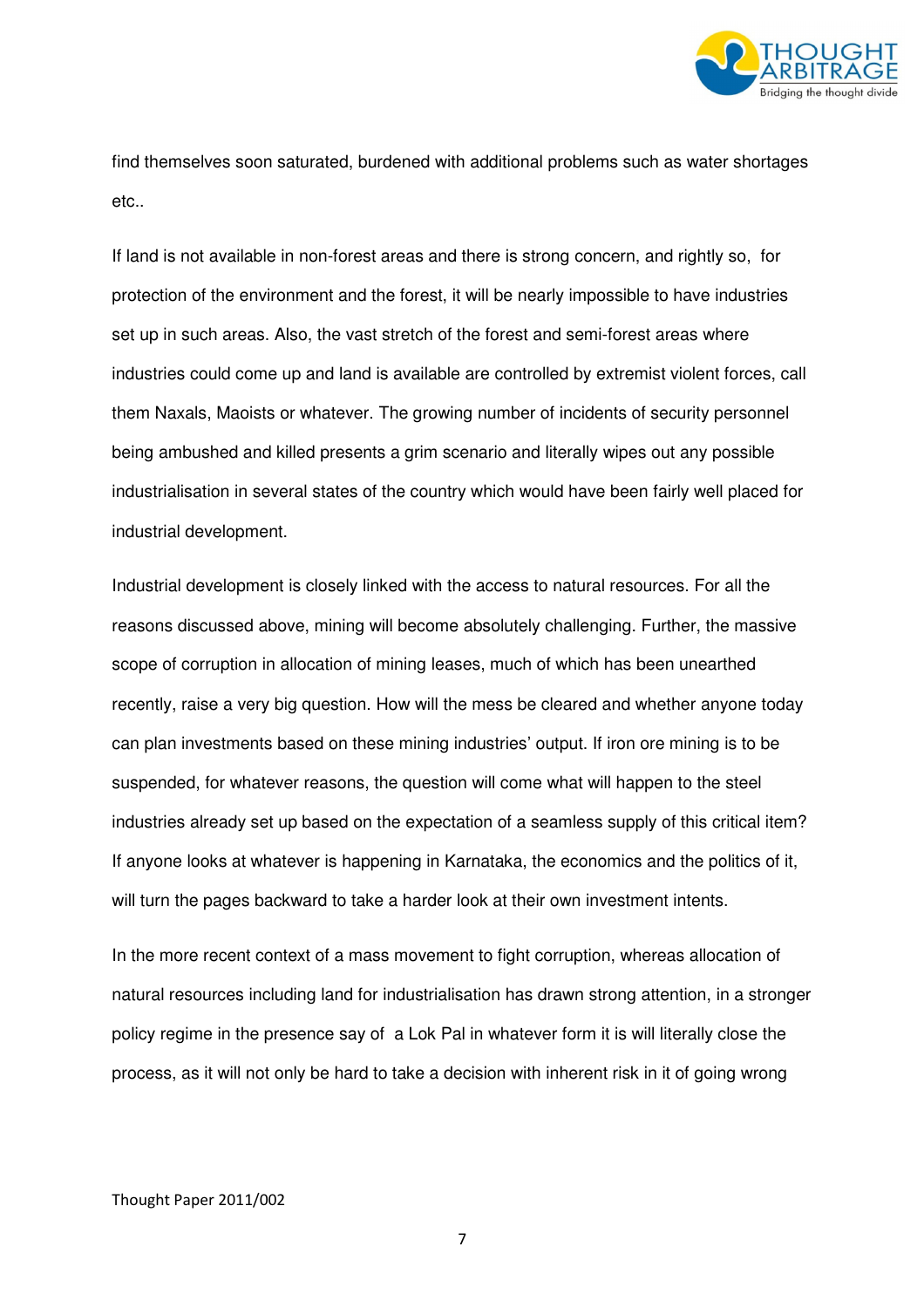find themselves soon saturated, burdened with additional problems such as water shortages etc..

If land is not available in non-forest areas and there is strong concern, and rightly so, for protection of the environment and the forest, it will be nearly impossible to have industries set up in such areas. Also, the vast stretch of the forest and semi-forest areas where industries could come up and land is available are controlled by extremist violent forces, call them Naxals, Maoists or whatever. The growing number of incidents of security personnel being ambushed and killed presents a grim scenario and literally wipes out any possible industrialisation in several states of the country which would have been fairly well placed for industrial development.

Industrial development is closely linked with the access to natural resources. For all the reasons discussed above, mining will become absolutely challenging. Further, the massive scope of corruption in allocation of mining leases, much of which has been unearthed recently, raise a very big question. How will the mess be cleared and whether anyone today can plan investments based on these mining industries' output. If iron ore mining is to be suspended, for whatever reasons, the question will come what will happen to the steel industries already set up based on the expectation of a seamless supply of this critical item? If anyone looks at whatever is happening in Karnataka, the economics and the politics of it, will turn the pages backward to take a harder look at their own investment intents.

In the more recent context of a mass movement to fight corruption, whereas allocation of natural resources including land for industrialisation has drawn strong attention, in a stronger policy regime in the presence say of a Lok Pal in whatever form it is will literally close the process, as it will not only be hard to take a decision with inherent risk in it of going wrong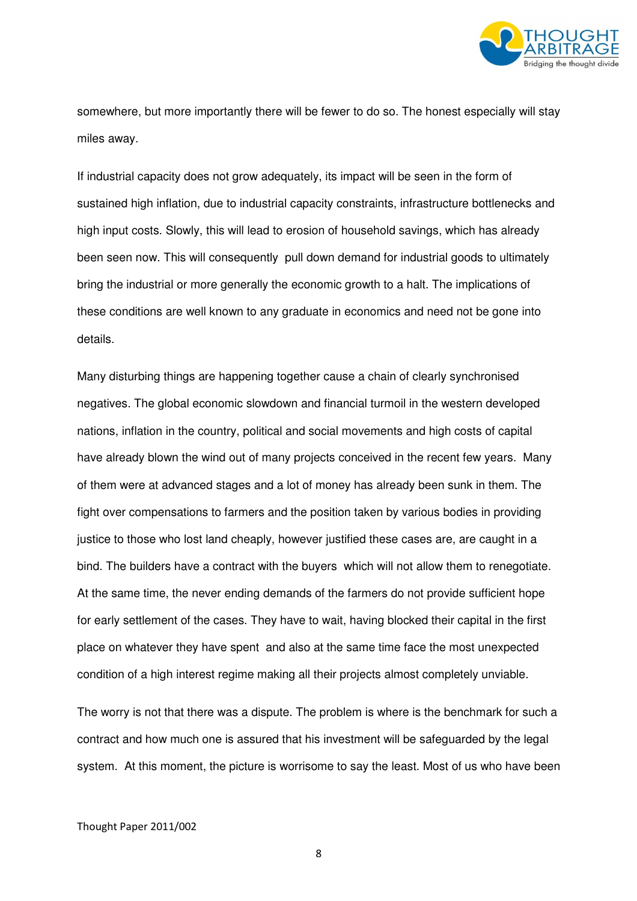somewhere, but more importantly there will be fewer to do so. The honest especially will stay miles away.

If industrial capacity does not grow adequately, its impact will be seen in the form of sustained high inflation, due to industrial capacity constraints, infrastructure bottlenecks and high input costs. Slowly, this will lead to erosion of household savings, which has already been seen now. This will consequently pull down demand for industrial goods to ultimately bring the industrial or more generally the economic growth to a halt. The implications of these conditions are well known to any graduate in economics and need not be gone into details.

Many disturbing things are happening together cause a chain of clearly synchronised negatives. The global economic slowdown and financial turmoil in the western developed nations, inflation in the country, political and social movements and high costs of capital have already blown the wind out of many projects conceived in the recent few years. Many of them were at advanced stages and a lot of money has already been sunk in them. The fight over compensations to farmers and the position taken by various bodies in providing justice to those who lost land cheaply, however justified these cases are, are caught in a bind. The builders have a contract with the buyers which will not allow them to renegotiate. At the same time, the never ending demands of the farmers do not provide sufficient hope for early settlement of the cases. They have to wait, having blocked their capital in the first place on whatever they have spent and also at the same time face the most unexpected condition of a high interest regime making all their projects almost completely unviable.

The worry is not that there was a dispute. The problem is where is the benchmark for such a contract and how much one is assured that his investment will be safeguarded by the legal system. At this moment, the picture is worrisome to say the least. Most of us who have been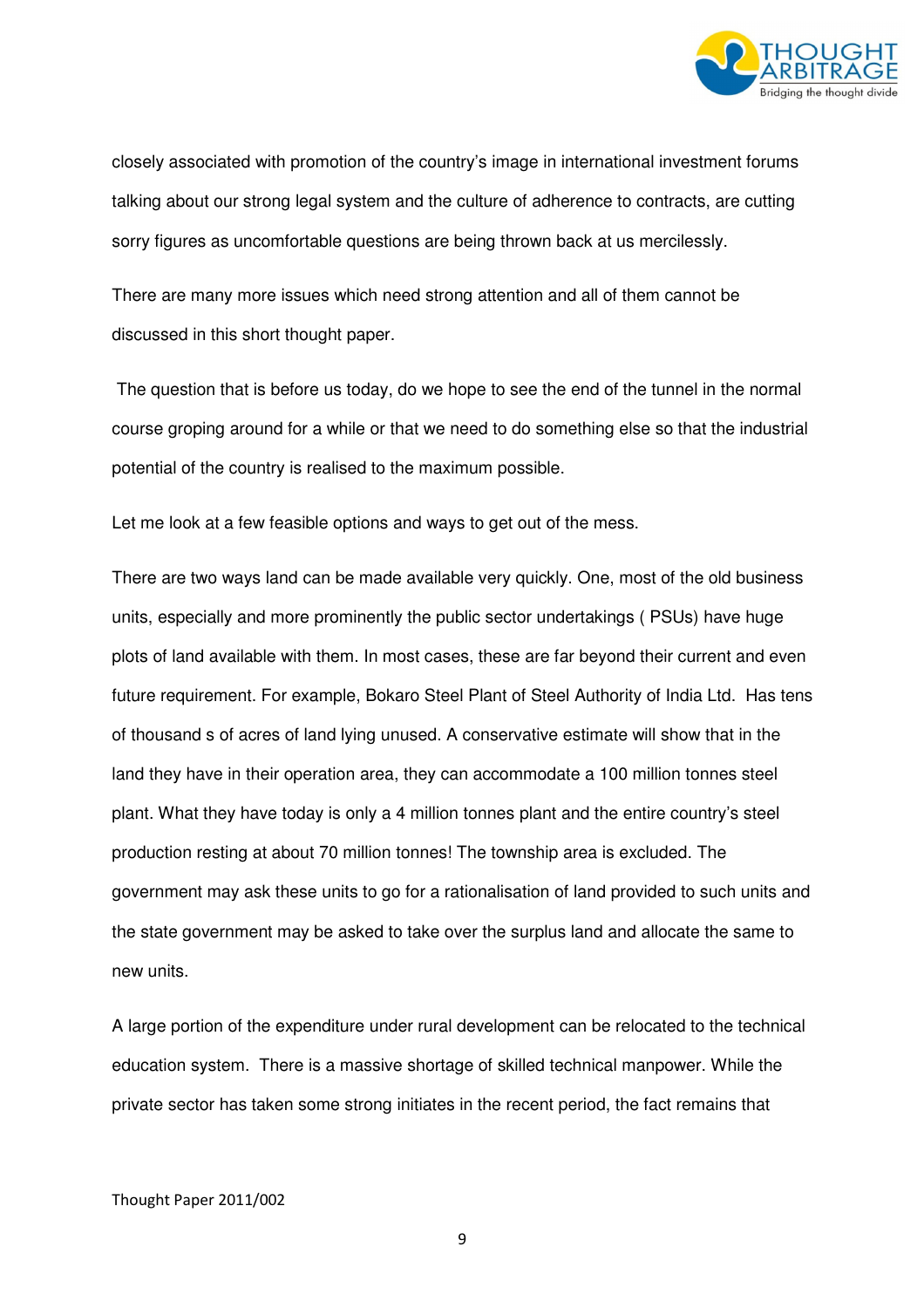closely associated with promotion of the country's image in international investment forums talking about our strong legal system and the culture of adherence to contracts, are cutting sorry figures as uncomfortable questions are being thrown back at us mercilessly.

There are many more issues which need strong attention and all of them cannot be discussed in this short thought paper.

The question that is before us today, do we hope to see the end of the tunnel in the normal course groping around for a while or that we need to do something else so that the industrial potential of the country is realised to the maximum possible.

Let me look at a few feasible options and ways to get out of the mess.

There are two ways land can be made available very quickly. One, most of the old business units, especially and more prominently the public sector undertakings ( PSUs) have huge plots of land available with them. In most cases, these are far beyond their current and even future requirement. For example, Bokaro Steel Plant of Steel Authority of India Ltd. Has tens of thousand s of acres of land lying unused. A conservative estimate will show that in the land they have in their operation area, they can accommodate a 100 million tonnes steel plant. What they have today is only a 4 million tonnes plant and the entire country's steel production resting at about 70 million tonnes! The township area is excluded. The government may ask these units to go for a rationalisation of land provided to such units and the state government may be asked to take over the surplus land and allocate the same to new units.

A large portion of the expenditure under rural development can be relocated to the technical education system. There is a massive shortage of skilled technical manpower. While the private sector has taken some strong initiates in the recent period, the fact remains that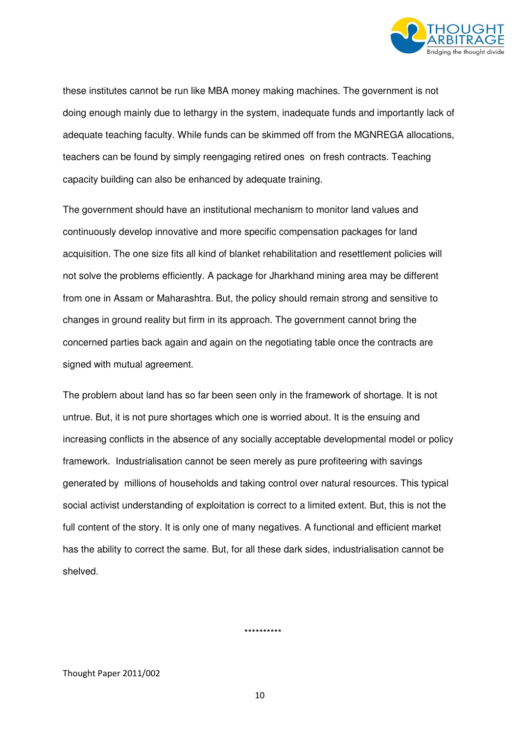these institutes cannot be run like MBA money making machines. The government is not doing enough mainly due to lethargy in the system, inadequate funds and importantly lack of adequate teaching faculty. While funds can be skimmed off from the MGNREGA allocations, teachers can be found by simply reengaging retired ones on fresh contracts. Teaching capacity building can also be enhanced by adequate training.

The government should have an institutional mechanism to monitor land values and continuously develop innovative and more specific compensation packages for land acquisition. The one size fits all kind of blanket rehabilitation and resettlement policies will not solve the problems efficiently. A package for Jharkhand mining area may be different from one in Assam or Maharashtra. But, the policy should remain strong and sensitive to changes in ground reality but firm in its approach. The government cannot bring the concerned parties back again and again on the negotiating table once the contracts are signed with mutual agreement.

The problem about land has so far been seen only in the framework of shortage. It is not untrue. But, it is not pure shortages which one is worried about. It is the ensuing and increasing conflicts in the absence of any socially acceptable developmental model or policy framework. Industrialisation cannot be seen merely as pure profiteering with savings generated by millions of households and taking control over natural resources. This typical social activist understanding of exploitation is correct to a limited extent. But, this is not the full content of the story. It is only one of many negatives. A functional and efficient market has the ability to correct the same. But, for all these dark sides, industrialisation cannot be shelved.

**********